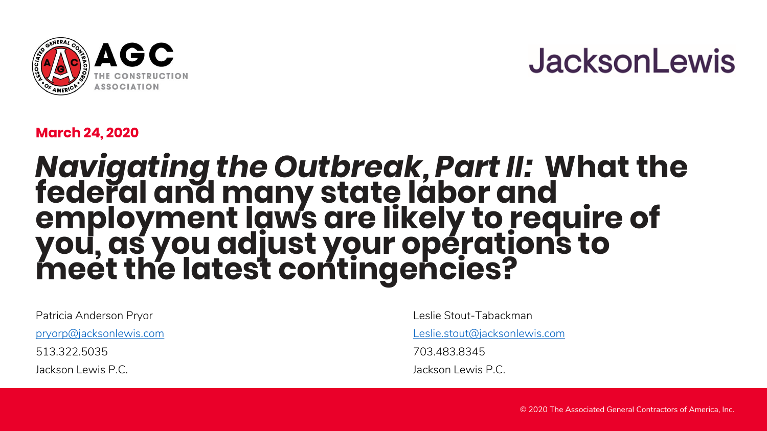AGC
THE CONSTRUCTION ASSOCIATION

JacksonLewis

**March 24, 2020**

# *Navigating the Outbreak, Part II:* What the federal and many state labor and employment laws are likely to require of you, as you adjust your operations to meet the latest contingencies?

Patricia Anderson Pryor
pryorp@jacksonlewis.com
513.322.5035
Jackson Lewis P.C.

Leslie Stout-Tabackman
Leslie.stout@jacksonlewis.com
703.483.8345
Jackson Lewis P.C.

© 2020 The Associated General Contractors of America, Inc.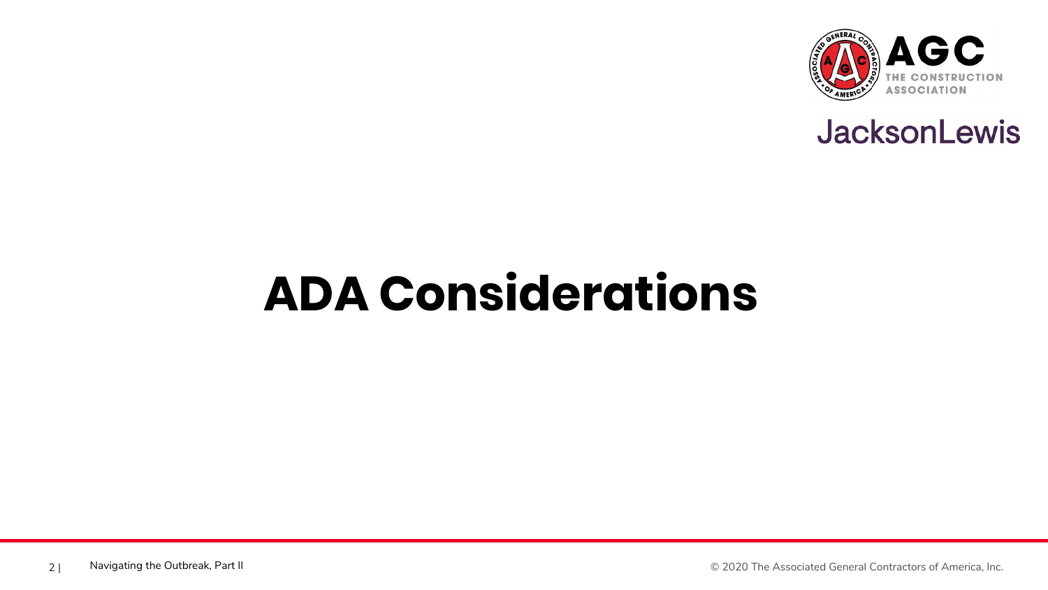# ADA Considerations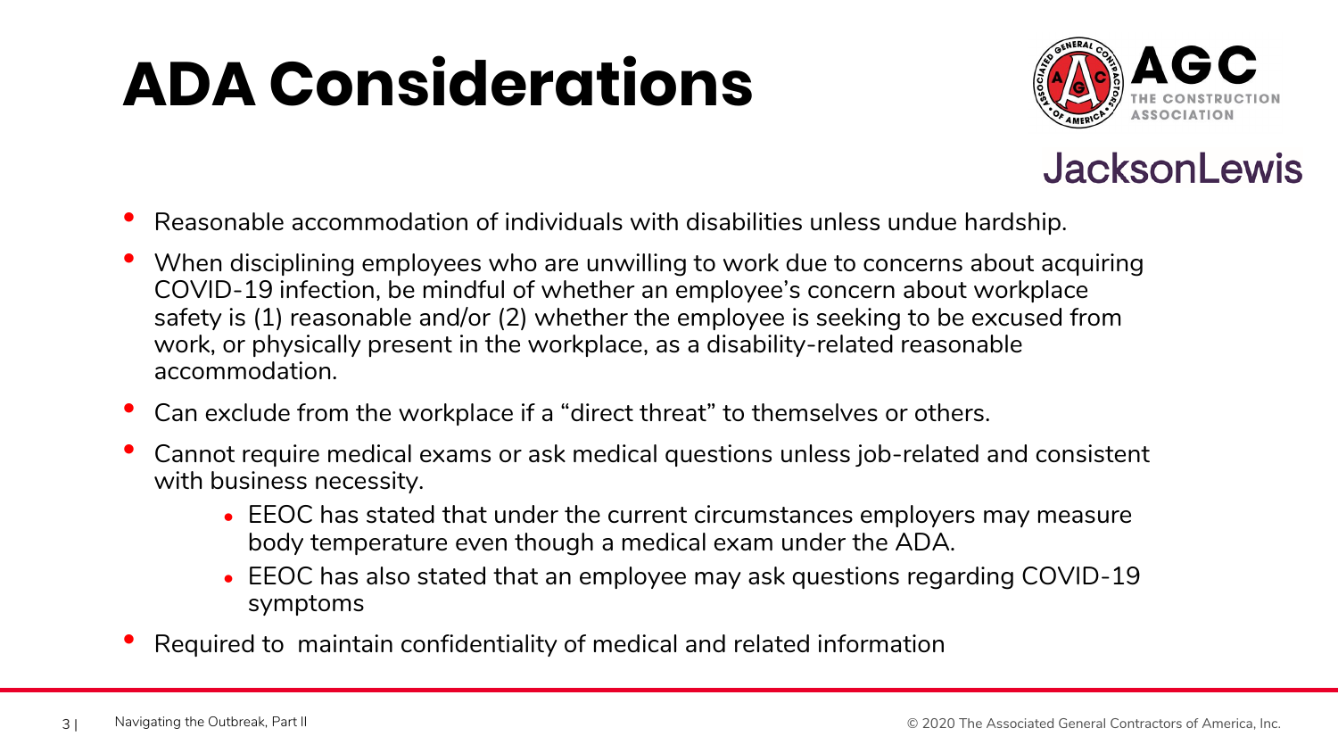# ADA Considerations

- Reasonable accommodation of individuals with disabilities unless undue hardship.
- When disciplining employees who are unwilling to work due to concerns about acquiring COVID-19 infection, be mindful of whether an employee's concern about workplace safety is (1) reasonable and/or (2) whether the employee is seeking to be excused from work, or physically present in the workplace, as a disability-related reasonable accommodation.
- Can exclude from the workplace if a "direct threat" to themselves or others.
- Cannot require medical exams or ask medical questions unless job-related and consistent with business necessity.
  - EEOC has stated that under the current circumstances employers may measure body temperature even though a medical exam under the ADA.
  - EEOC has also stated that an employee may ask questions regarding COVID-19 symptoms
- Required to maintain confidentiality of medical and related information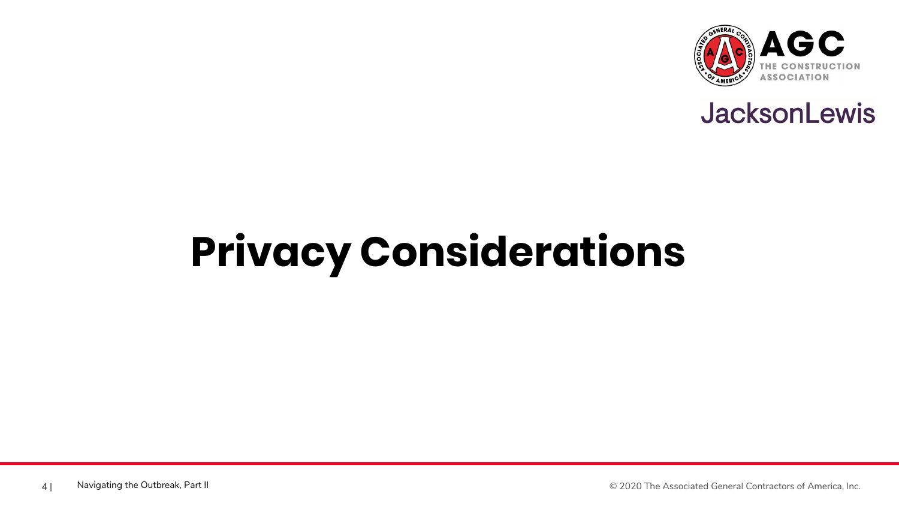# Privacy Considerations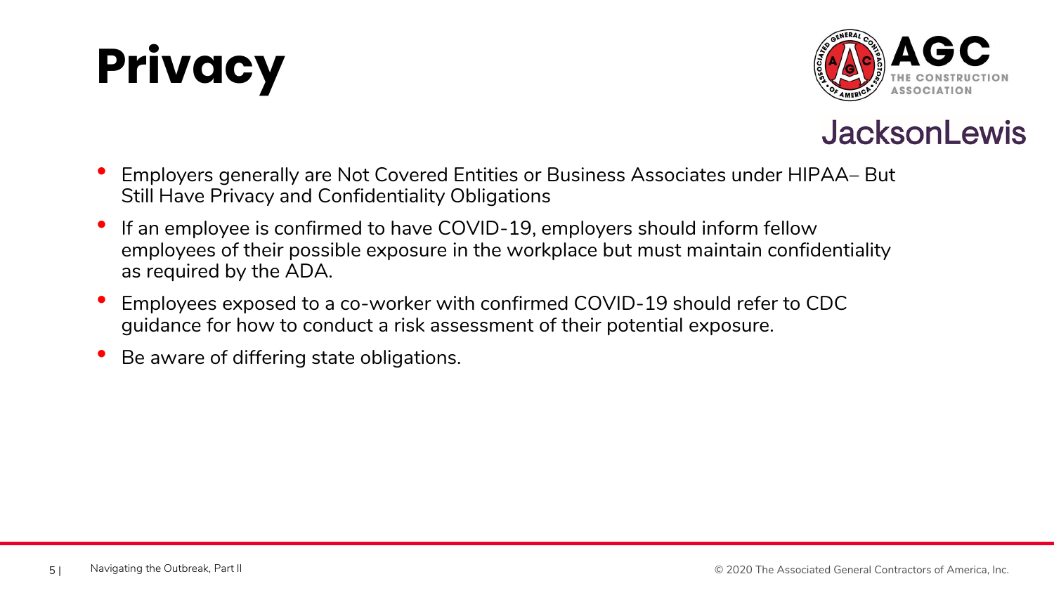# Privacy

- Employers generally are Not Covered Entities or Business Associates under HIPAA– But Still Have Privacy and Confidentiality Obligations
- If an employee is confirmed to have COVID-19, employers should inform fellow employees of their possible exposure in the workplace but must maintain confidentiality as required by the ADA.
- Employees exposed to a co-worker with confirmed COVID-19 should refer to CDC guidance for how to conduct a risk assessment of their potential exposure.
- Be aware of differing state obligations.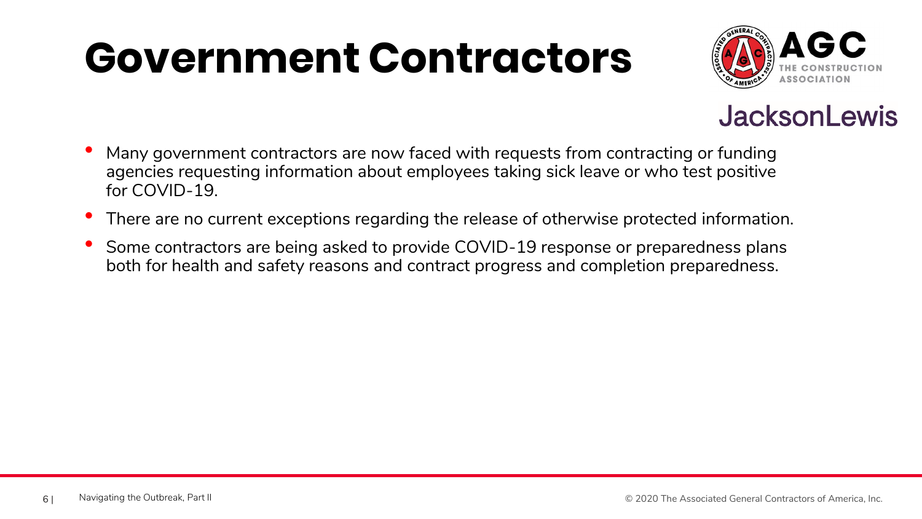# Government Contractors

- Many government contractors are now faced with requests from contracting or funding agencies requesting information about employees taking sick leave or who test positive for COVID-19.
- There are no current exceptions regarding the release of otherwise protected information.
- Some contractors are being asked to provide COVID-19 response or preparedness plans both for health and safety reasons and contract progress and completion preparedness.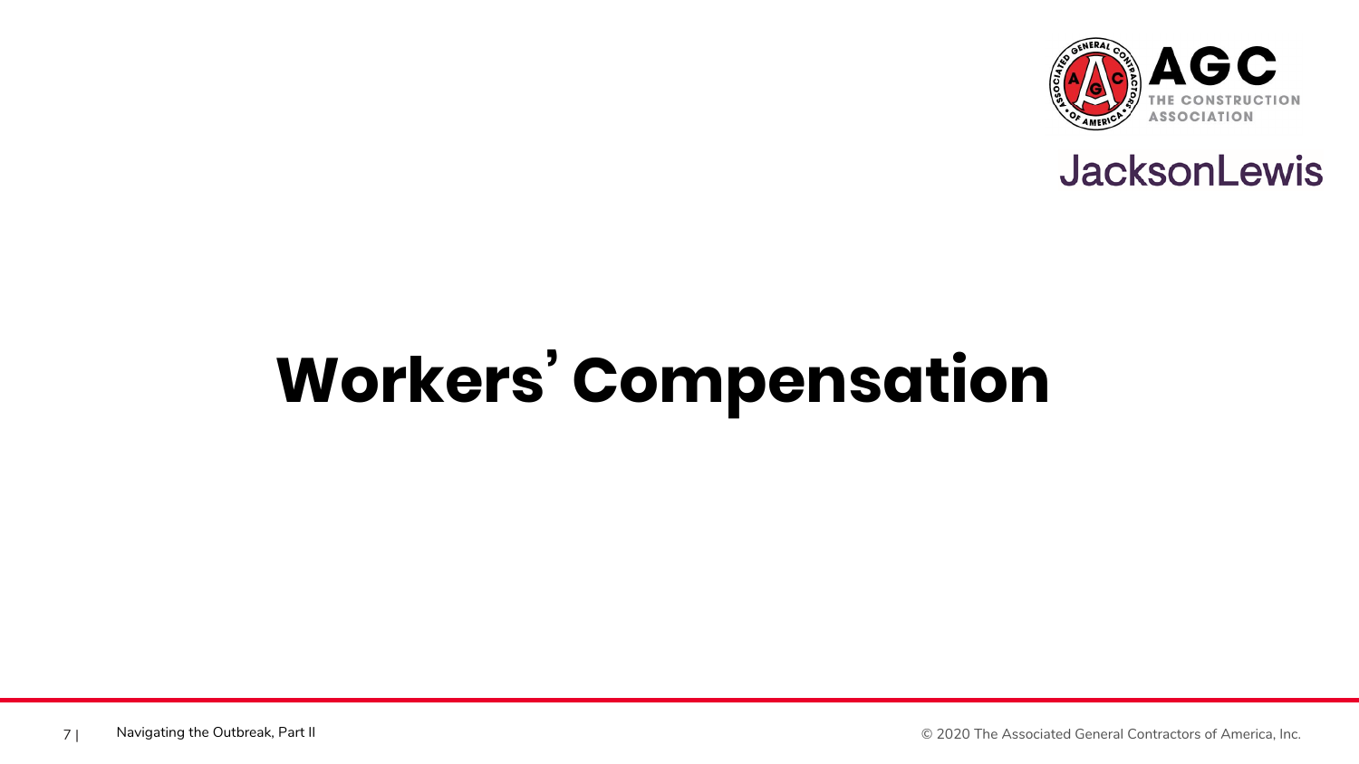# Workers' Compensation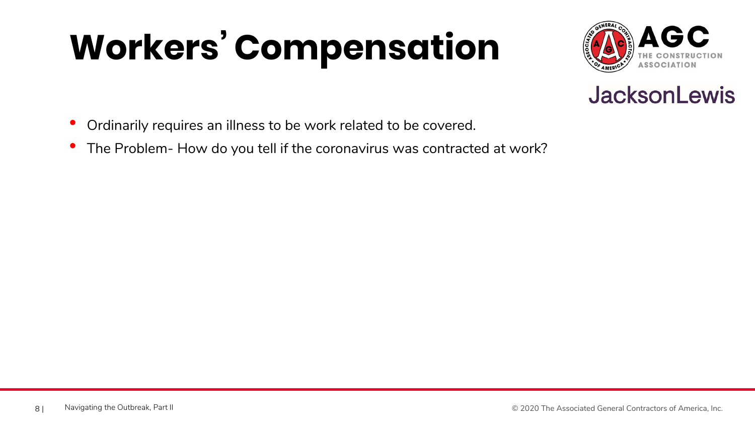# Workers' Compensation

- Ordinarily requires an illness to be work related to be covered.
- The Problem- How do you tell if the coronavirus was contracted at work?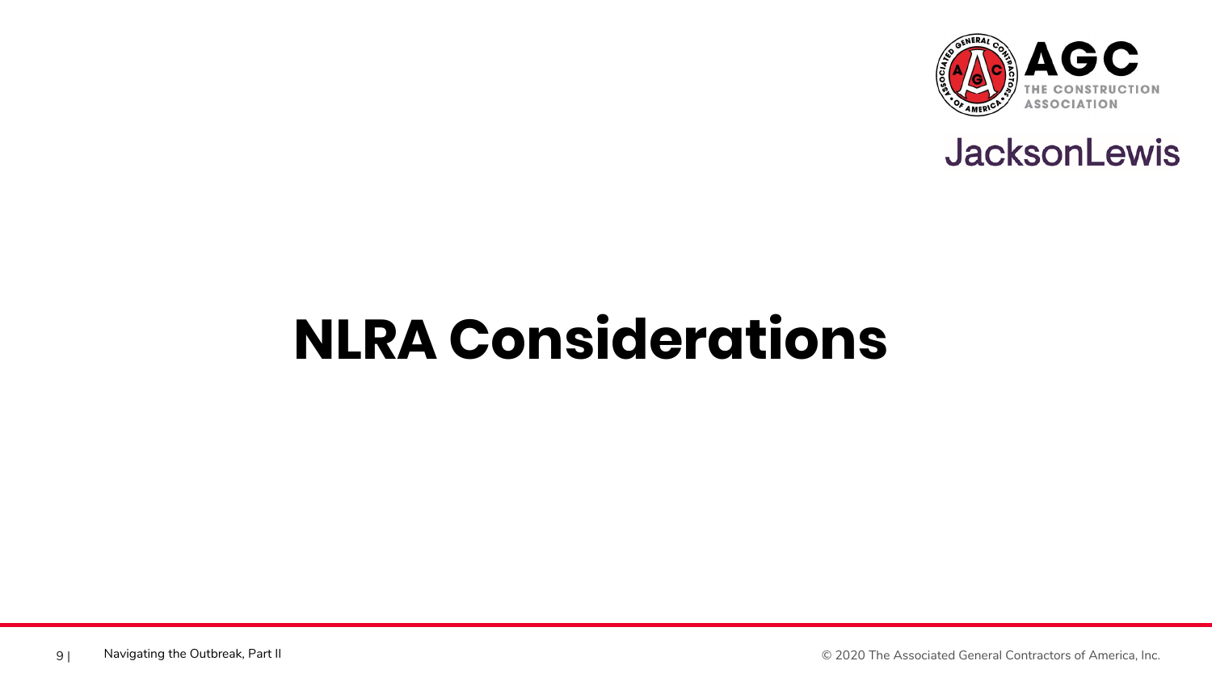# NLRA Considerations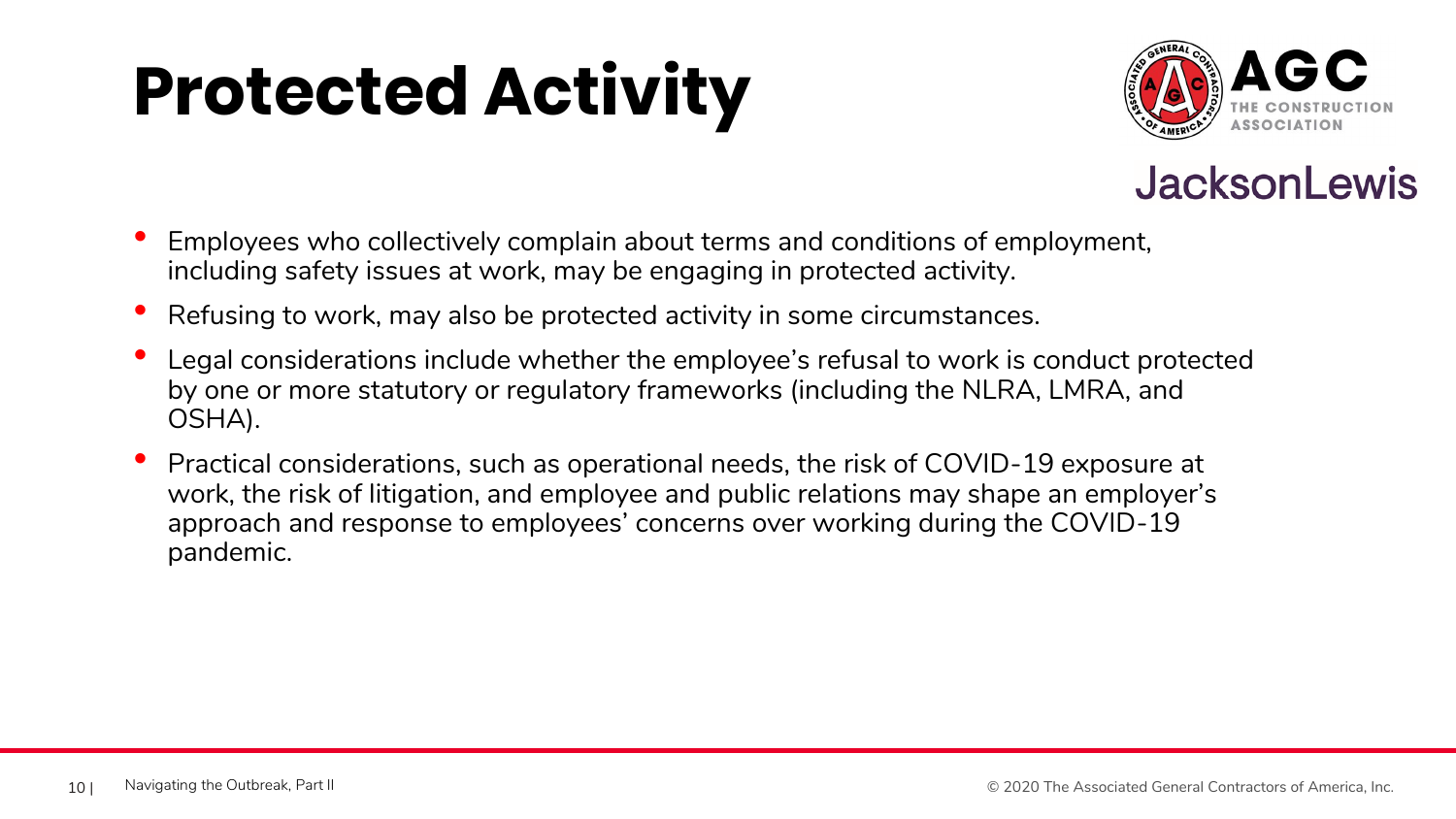# Protected Activity

- Employees who collectively complain about terms and conditions of employment, including safety issues at work, may be engaging in protected activity.
- Refusing to work, may also be protected activity in some circumstances.
- Legal considerations include whether the employee's refusal to work is conduct protected by one or more statutory or regulatory frameworks (including the NLRA, LMRA, and OSHA).
- Practical considerations, such as operational needs, the risk of COVID-19 exposure at work, the risk of litigation, and employee and public relations may shape an employer's approach and response to employees' concerns over working during the COVID-19 pandemic.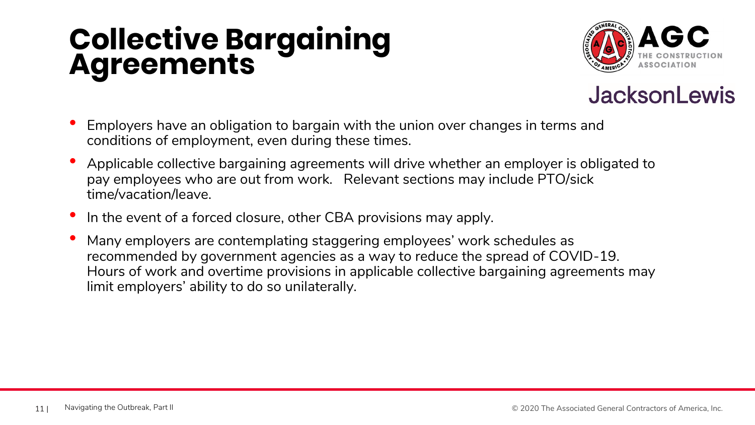# Collective Bargaining Agreements

- Employers have an obligation to bargain with the union over changes in terms and conditions of employment, even during these times.
- Applicable collective bargaining agreements will drive whether an employer is obligated to pay employees who are out from work. Relevant sections may include PTO/sick time/vacation/leave.
- In the event of a forced closure, other CBA provisions may apply.
- Many employers are contemplating staggering employees' work schedules as recommended by government agencies as a way to reduce the spread of COVID-19. Hours of work and overtime provisions in applicable collective bargaining agreements may limit employers' ability to do so unilaterally.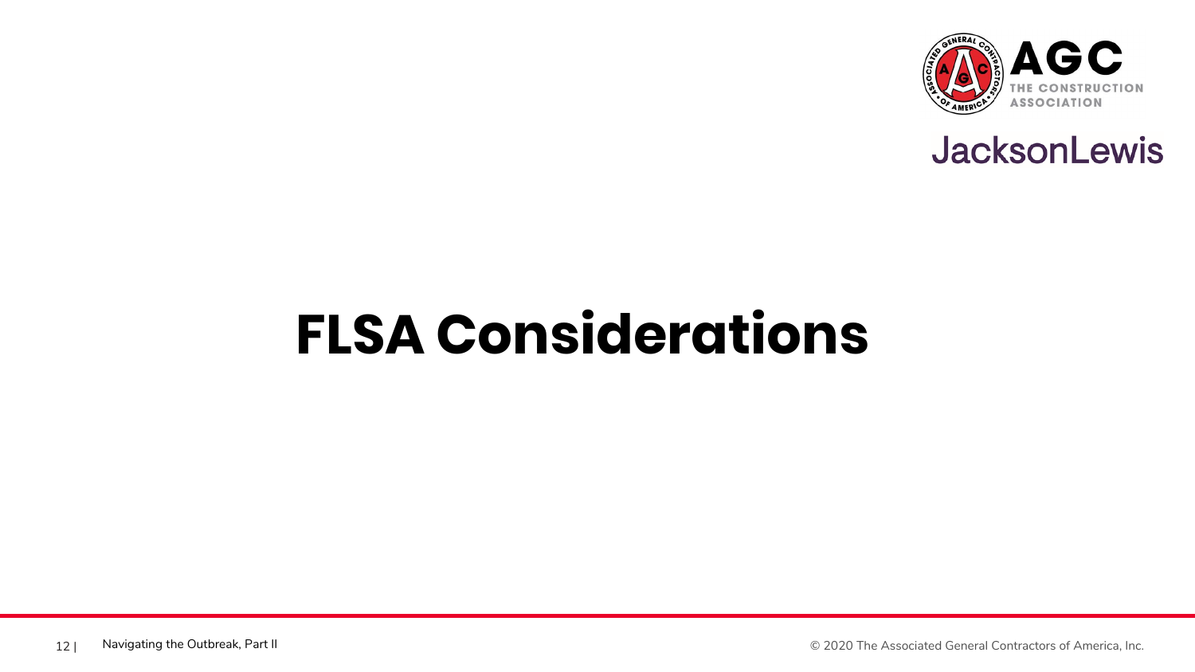# FLSA Considerations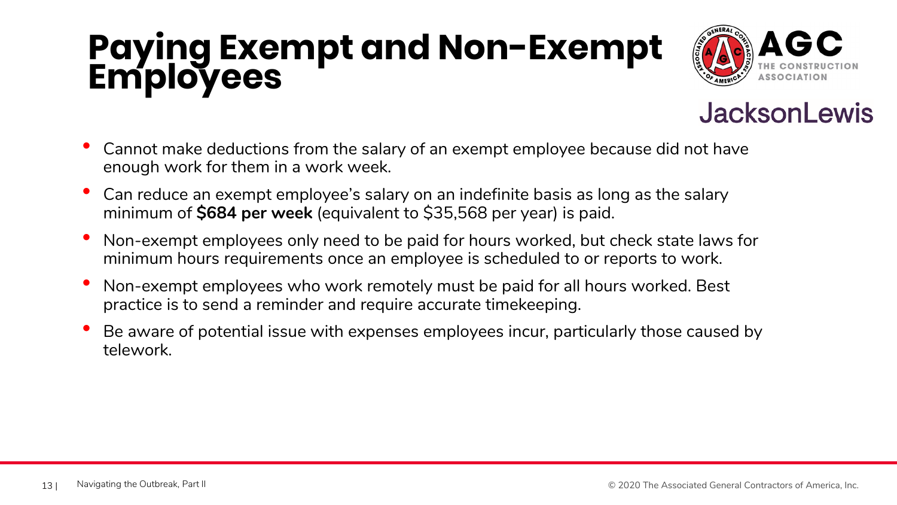# Paying Exempt and Non-Exempt Employees

- Cannot make deductions from the salary of an exempt employee because did not have enough work for them in a work week.
- Can reduce an exempt employee's salary on an indefinite basis as long as the salary minimum of **$684 per week** (equivalent to $35,568 per year) is paid.
- Non-exempt employees only need to be paid for hours worked, but check state laws for minimum hours requirements once an employee is scheduled to or reports to work.
- Non-exempt employees who work remotely must be paid for all hours worked. Best practice is to send a reminder and require accurate timekeeping.
- Be aware of potential issue with expenses employees incur, particularly those caused by telework.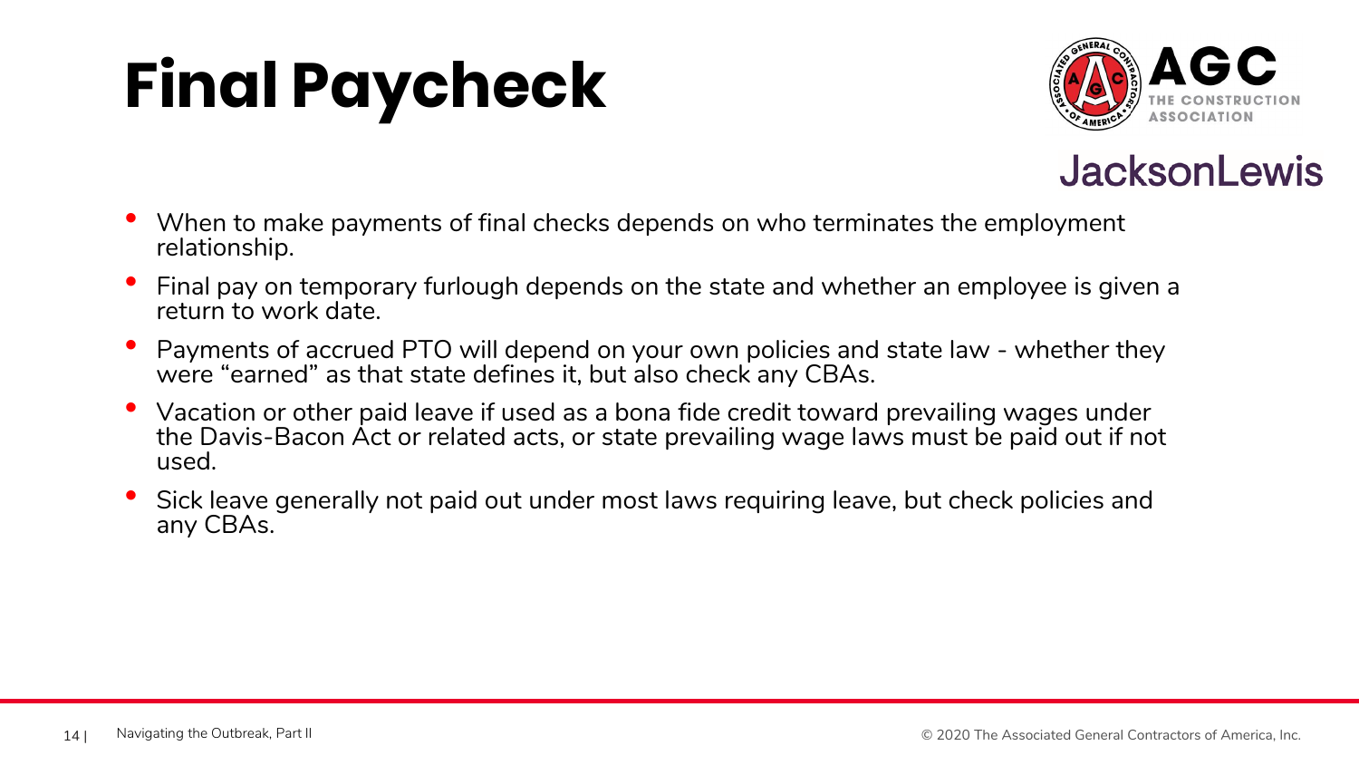# Final Paycheck

- When to make payments of final checks depends on who terminates the employment relationship.
- Final pay on temporary furlough depends on the state and whether an employee is given a return to work date.
- Payments of accrued PTO will depend on your own policies and state law - whether they were "earned" as that state defines it, but also check any CBAs.
- Vacation or other paid leave if used as a bona fide credit toward prevailing wages under the Davis-Bacon Act or related acts, or state prevailing wage laws must be paid out if not used.
- Sick leave generally not paid out under most laws requiring leave, but check policies and any CBAs.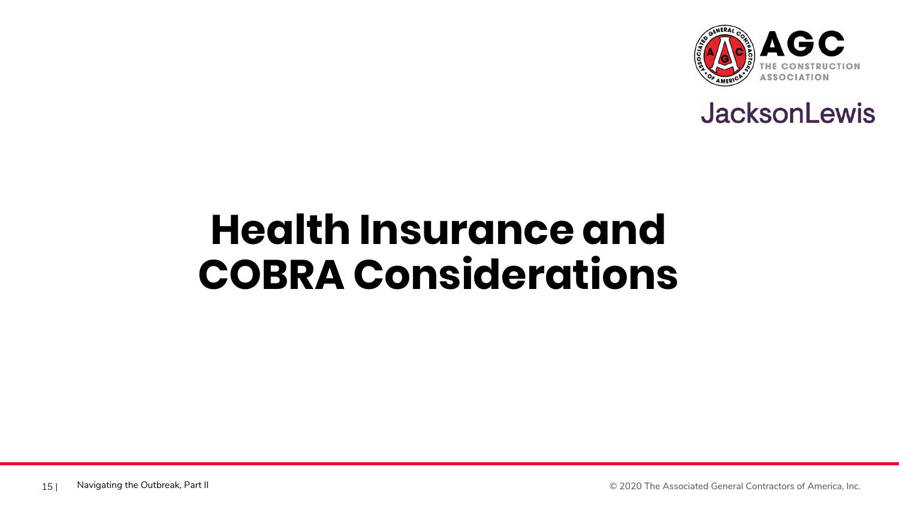# Health Insurance and COBRA Considerations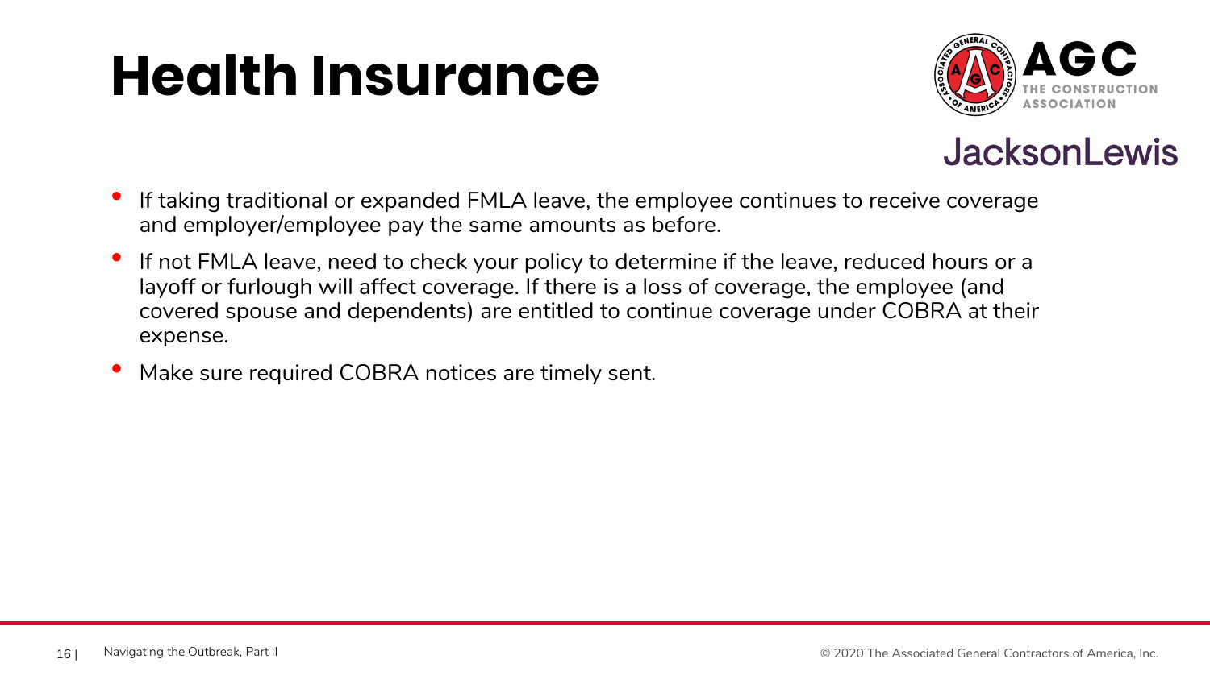# Health Insurance

- If taking traditional or expanded FMLA leave, the employee continues to receive coverage and employer/employee pay the same amounts as before.
- If not FMLA leave, need to check your policy to determine if the leave, reduced hours or a layoff or furlough will affect coverage. If there is a loss of coverage, the employee (and covered spouse and dependents) are entitled to continue coverage under COBRA at their expense.
- Make sure required COBRA notices are timely sent.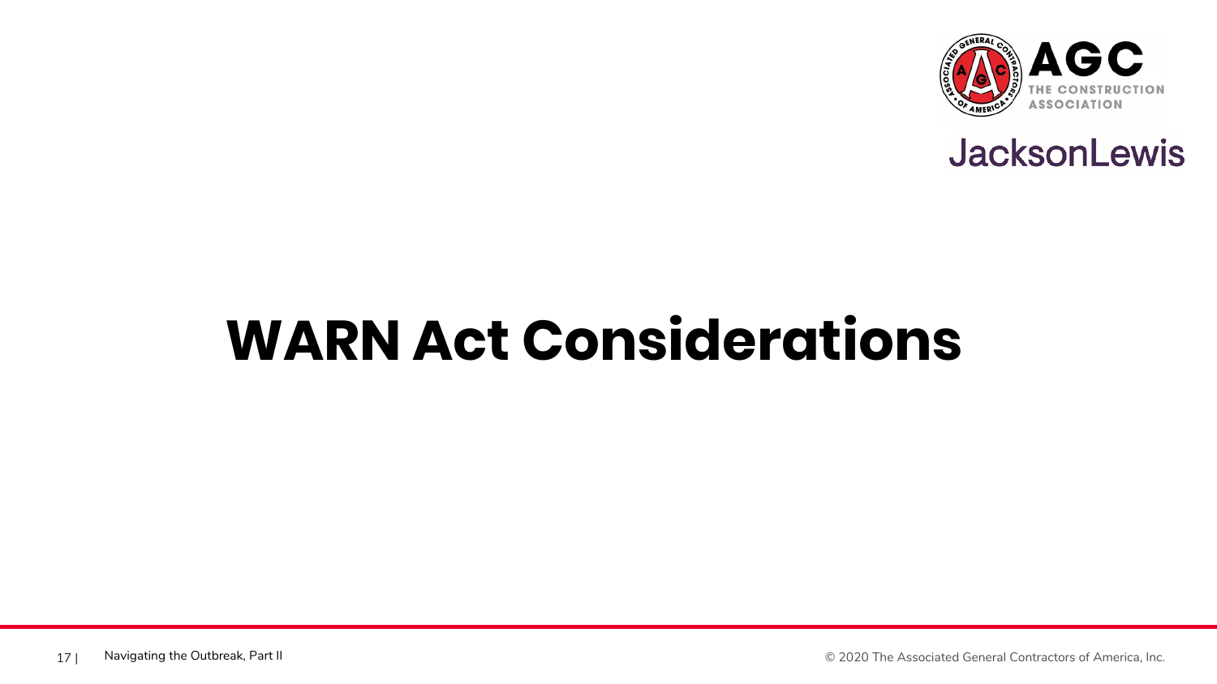# WARN Act Considerations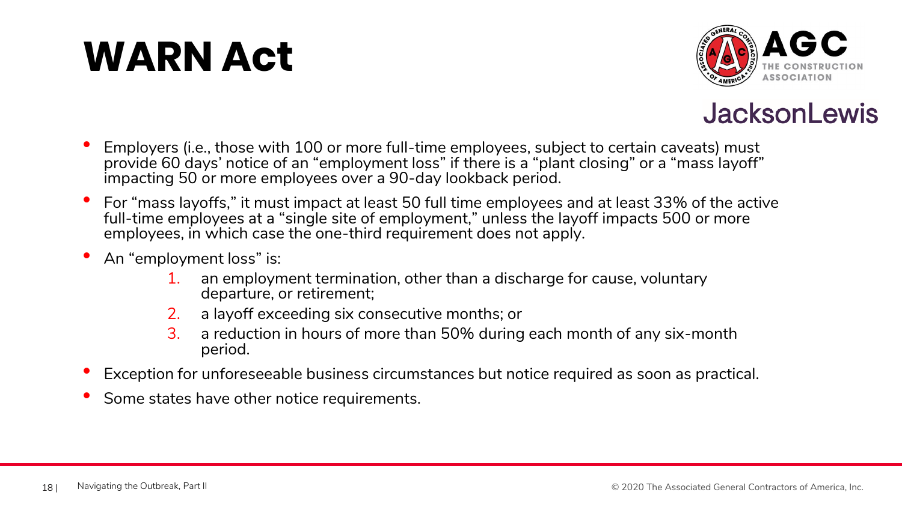# WARN Act

- Employers (i.e., those with 100 or more full-time employees, subject to certain caveats) must provide 60 days' notice of an "employment loss" if there is a "plant closing" or a "mass layoff" impacting 50 or more employees over a 90-day lookback period.
- For "mass layoffs," it must impact at least 50 full time employees and at least 33% of the active full-time employees at a "single site of employment," unless the layoff impacts 500 or more employees, in which case the one-third requirement does not apply.
- An "employment loss" is:
  1. an employment termination, other than a discharge for cause, voluntary departure, or retirement;
  2. a layoff exceeding six consecutive months; or
  3. a reduction in hours of more than 50% during each month of any six-month period.
- Exception for unforeseeable business circumstances but notice required as soon as practical.
- Some states have other notice requirements.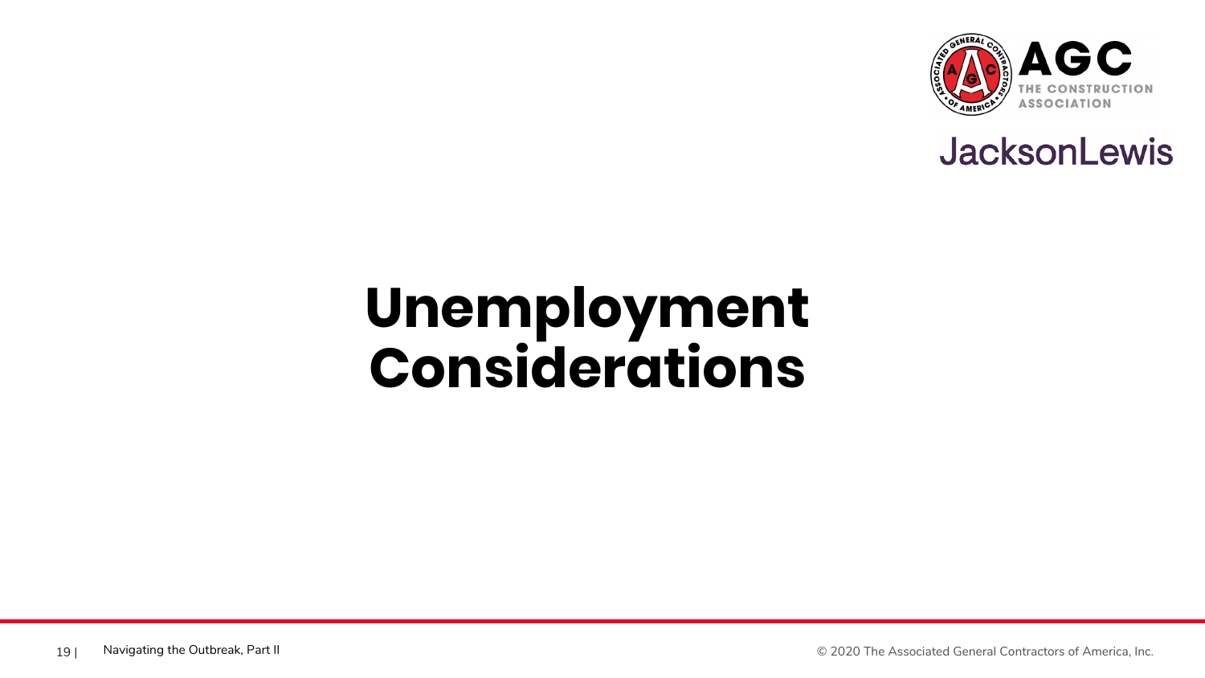# Unemployment Considerations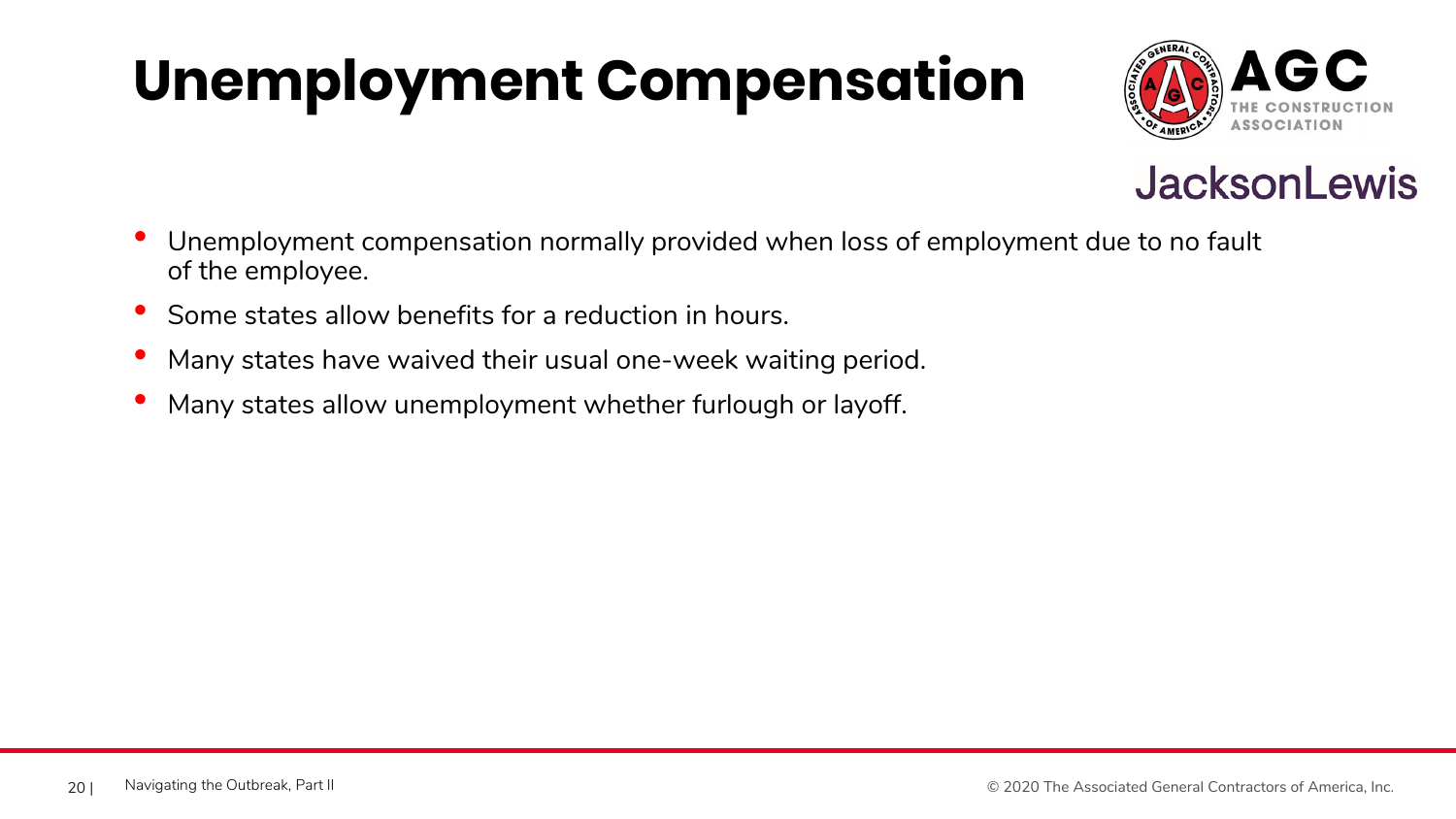# Unemployment Compensation

- Unemployment compensation normally provided when loss of employment due to no fault of the employee.
- Some states allow benefits for a reduction in hours.
- Many states have waived their usual one-week waiting period.
- Many states allow unemployment whether furlough or layoff.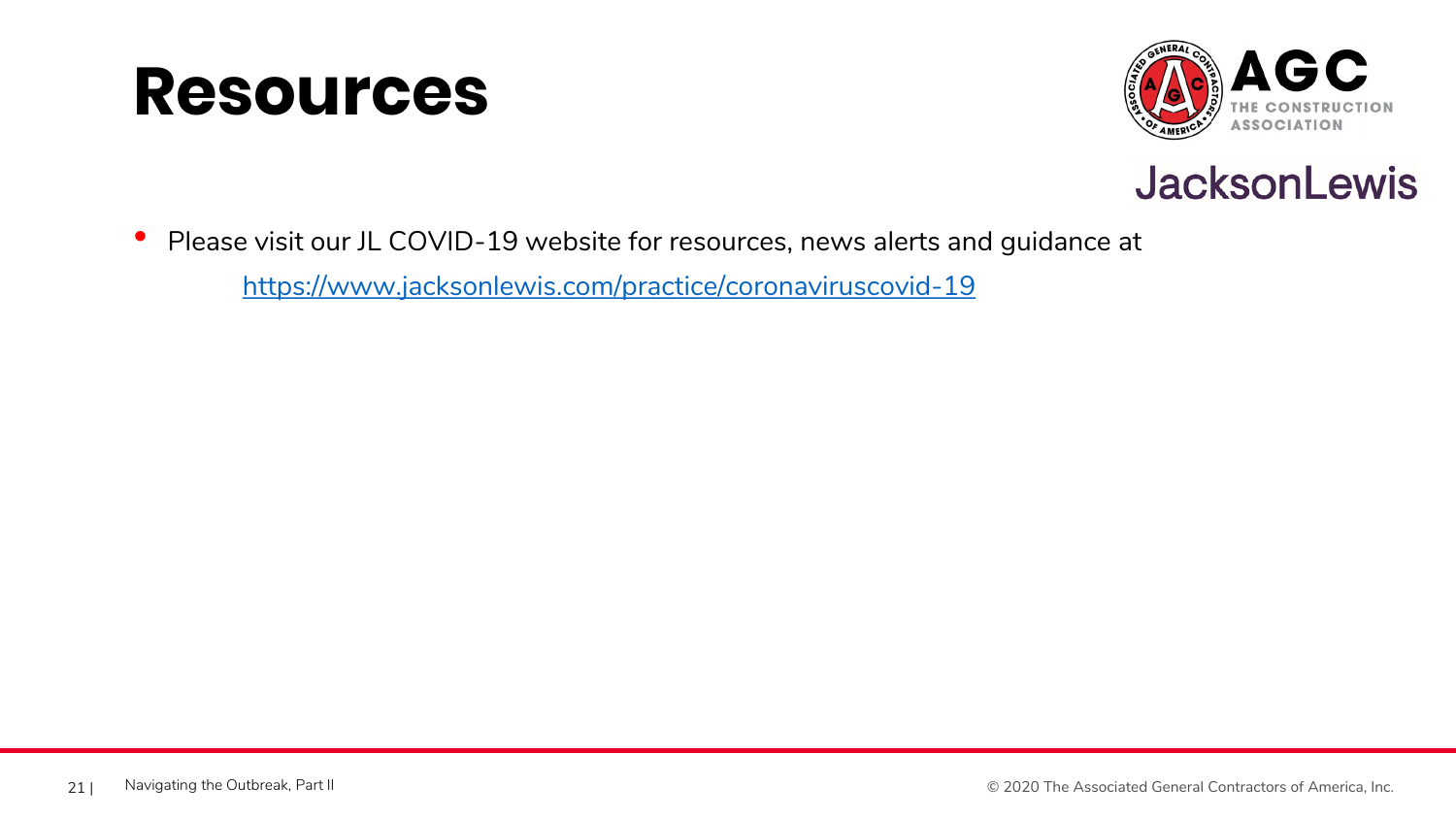# Resources

- Please visit our JL COVID-19 website for resources, news alerts and guidance at

  https://www.jacksonlewis.com/practice/coronaviruscovid-19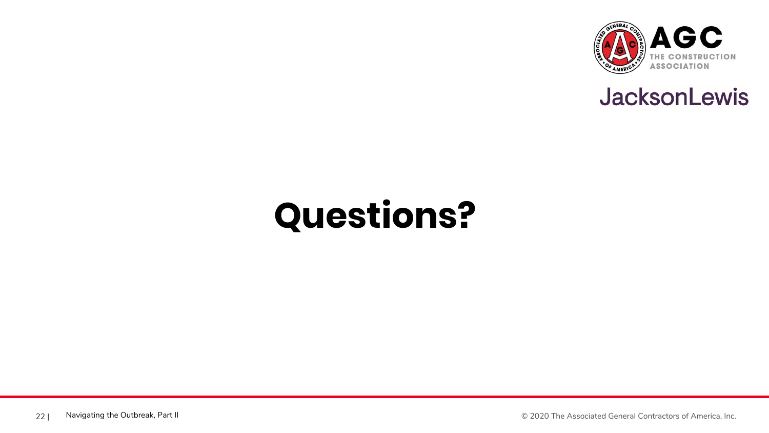# Questions?